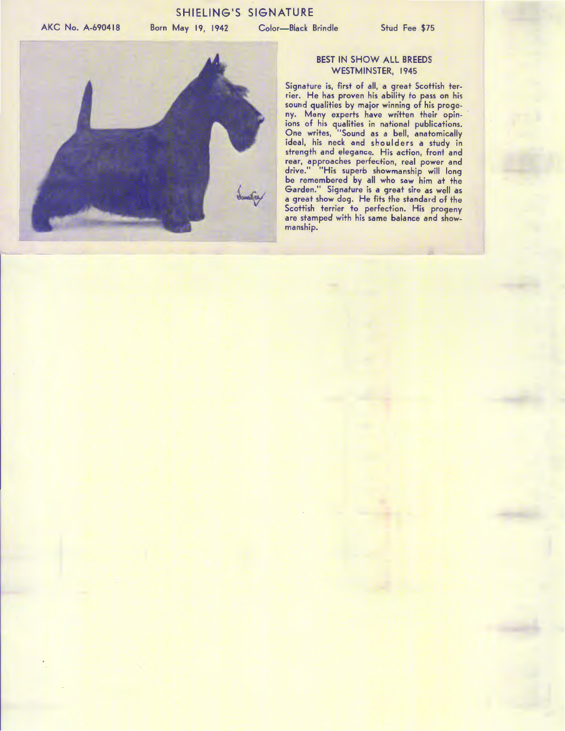# SHIELING'S SIGNATURE

AKC No. A-690418 Born May 19, 1942 Color—Black Brindle Stud Fee $75

## BEST IN SHOW ALL BREEDS WESTMINSTER, 1945

Signature is, first of all, a great Scottish terrier. He has proven his ability to pass on his sound qualities by major winning of his progeny. Many experts have written their opinions of his qualities in national publications. One writes, "Sound as a bell, anatomically ideal, his neck and shoulders a study in strength and elegance. His action, front and rear, approaches perfection, real power and drive." "His superb showmanship will long be remembered by all who saw him at the Garden." Signature is a great sire as well as a great show dog. He fits the standard of the Scottish terrier to perfection. His progeny are stamped with his same balance and showmanship.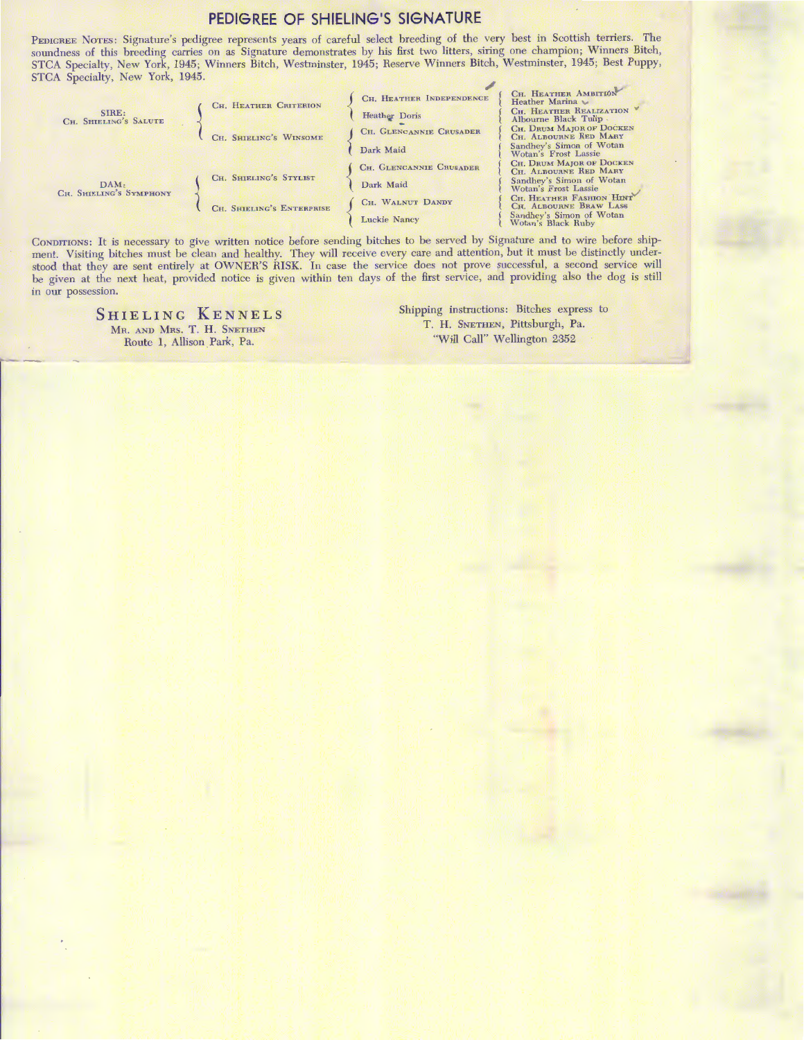## PEDIGREE OF SHIELING'S SIGNATURE

PEDIGREE NOTES: Signature's pedigree represents years of careful select breeding of the very best in Scottish terriers. The soundness of this breeding carries on as Signature demonstrates by his first two litters, siring one champion; Winners Bitch, STCA Specialty, New York, 1945; Winners Bitch, Westminster, 1945; Reserve Winners Bitch, Westminster, 1945; Best Puppy, STCA Specialty, New York, 1945.

| | | | |
|---|---|---|---|
| SIRE: CH. SHIELING'S SALUTE | CH. HEATHER CRITERION | CH. HEATHER INDEPENDENCE | CH. HEATHER AMBITION / Heather Marina |
| | | Heather Doris | CH. HEATHER REALIZATION / Albourne Black Tulip |
| | CH. SHIELING'S WINSOME | CH. GLENCANNIE CRUSADER | CH. DRUM MAJOR OF DOCKEN / CH. ALBOURNE RED MARY |
| | | Dark Maid | Sandhey's Simon of Wotan / Wotan's Frost Lassie |
| DAM: CH. SHIELING'S SYMPHONY | CH. SHIELING'S STYLIST | CH. GLENCANNIE CRUSADER | CH. DRUM MAJOR OF DOCKEN / CH. ALBOURNE RED MARY |
| | | Dark Maid | Sandhey's Simon of Wotan / Wotan's Frost Lassie |
| | CH. SHIELING'S ENTERPRISE | CH. WALNUT DANDY | CH. HEATHER FASHION HINT / CH. ALBOURNE BRAW LASS |
| | | Luckie Nancy | Sandhey's Simon of Wotan / Wotan's Black Ruby |

CONDITIONS: It is necessary to give written notice before sending bitches to be served by Signature and to wire before shipment. Visiting bitches must be clean and healthy. They will receive every care and attention, but it must be distinctly understood that they are sent entirely at OWNER'S RISK. In case the service does not prove successful, a second service will be given at the next heat, provided notice is given within ten days of the first service, and providing also the dog is still in our possession.

**SHIELING KENNELS**
MR. AND MRS. T. H. SNETHEN
Route 1, Allison Park, Pa.

Shipping instructions: Bitches express to
T. H. SNETHEN, Pittsburgh, Pa.
"Will Call" Wellington 2352